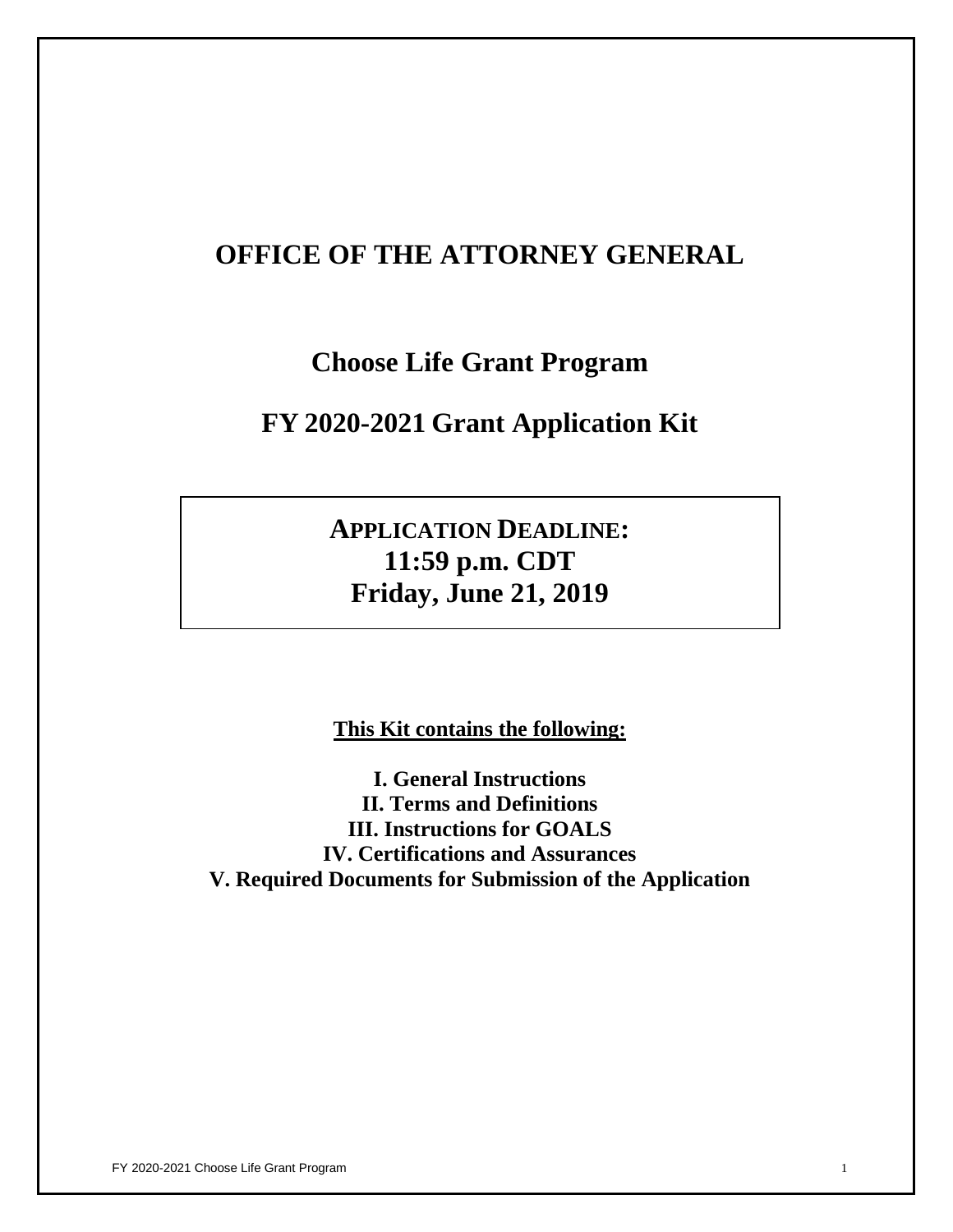# OFFICE OF THE ATTORNEY GENERAL

## Choose Life Grant Program

## FY 2020-2021 Grant Application Kit

**APPLICATION DEADLINE:**
**11:59 p.m. CDT**
**Friday, June 21, 2019**

**This Kit contains the following:**

**I. General Instructions**
**II. Terms and Definitions**
**III. Instructions for GOALS**
**IV. Certifications and Assurances**
**V. Required Documents for Submission of the Application**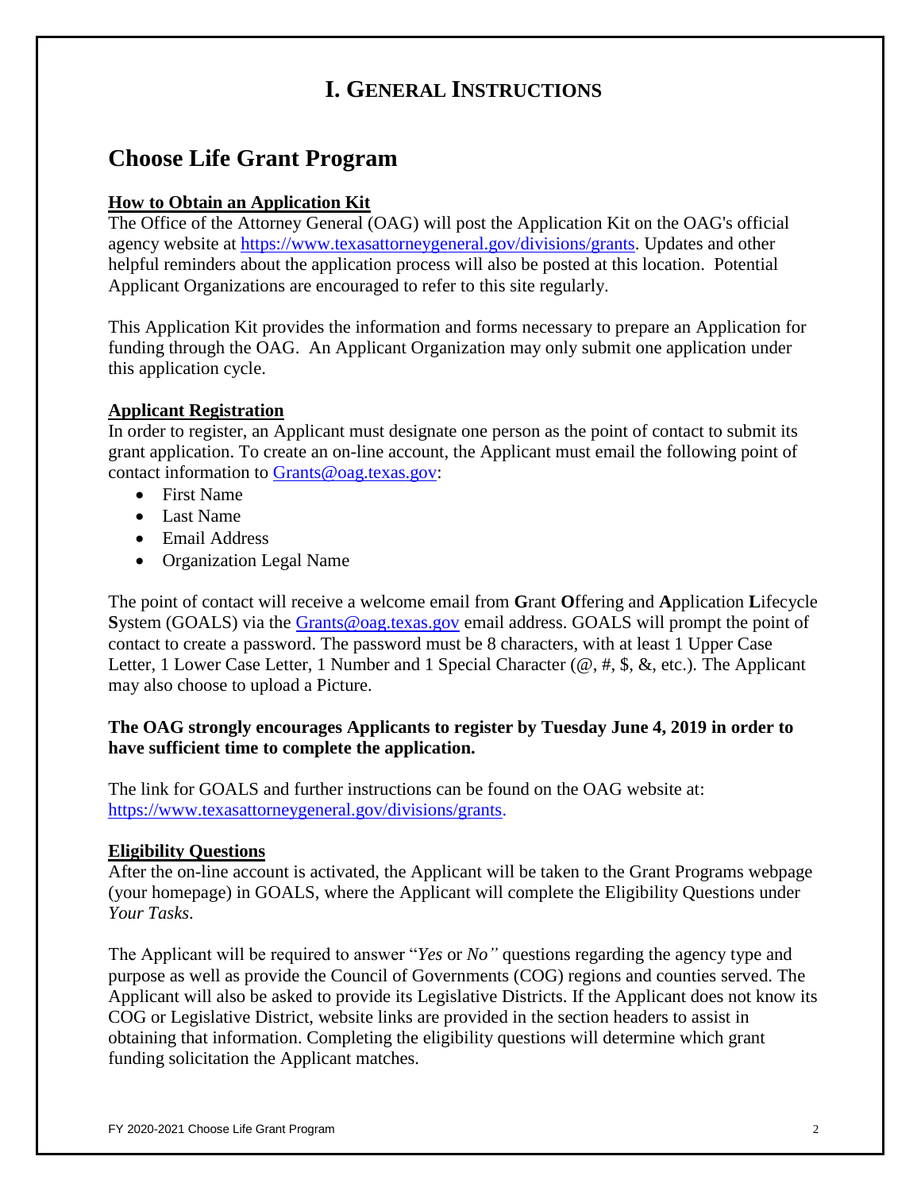# I. GENERAL INSTRUCTIONS

## Choose Life Grant Program

**How to Obtain an Application Kit**

The Office of the Attorney General (OAG) will post the Application Kit on the OAG's official agency website at https://www.texasattorneygeneral.gov/divisions/grants. Updates and other helpful reminders about the application process will also be posted at this location. Potential Applicant Organizations are encouraged to refer to this site regularly.

This Application Kit provides the information and forms necessary to prepare an Application for funding through the OAG. An Applicant Organization may only submit one application under this application cycle.

**Applicant Registration**

In order to register, an Applicant must designate one person as the point of contact to submit its grant application. To create an on-line account, the Applicant must email the following point of contact information to Grants@oag.texas.gov:

- First Name
- Last Name
- Email Address
- Organization Legal Name

The point of contact will receive a welcome email from **G**rant **O**ffering and **A**pplication **L**ifecycle **S**ystem (GOALS) via the Grants@oag.texas.gov email address. GOALS will prompt the point of contact to create a password. The password must be 8 characters, with at least 1 Upper Case Letter, 1 Lower Case Letter, 1 Number and 1 Special Character (@, #, $, &, etc.). The Applicant may also choose to upload a Picture.

**The OAG strongly encourages Applicants to register by Tuesday June 4, 2019 in order to have sufficient time to complete the application.**

The link for GOALS and further instructions can be found on the OAG website at: https://www.texasattorneygeneral.gov/divisions/grants.

**Eligibility Questions**

After the on-line account is activated, the Applicant will be taken to the Grant Programs webpage (your homepage) in GOALS, where the Applicant will complete the Eligibility Questions under *Your Tasks*.

The Applicant will be required to answer "*Yes* or *No"* questions regarding the agency type and purpose as well as provide the Council of Governments (COG) regions and counties served. The Applicant will also be asked to provide its Legislative Districts. If the Applicant does not know its COG or Legislative District, website links are provided in the section headers to assist in obtaining that information. Completing the eligibility questions will determine which grant funding solicitation the Applicant matches.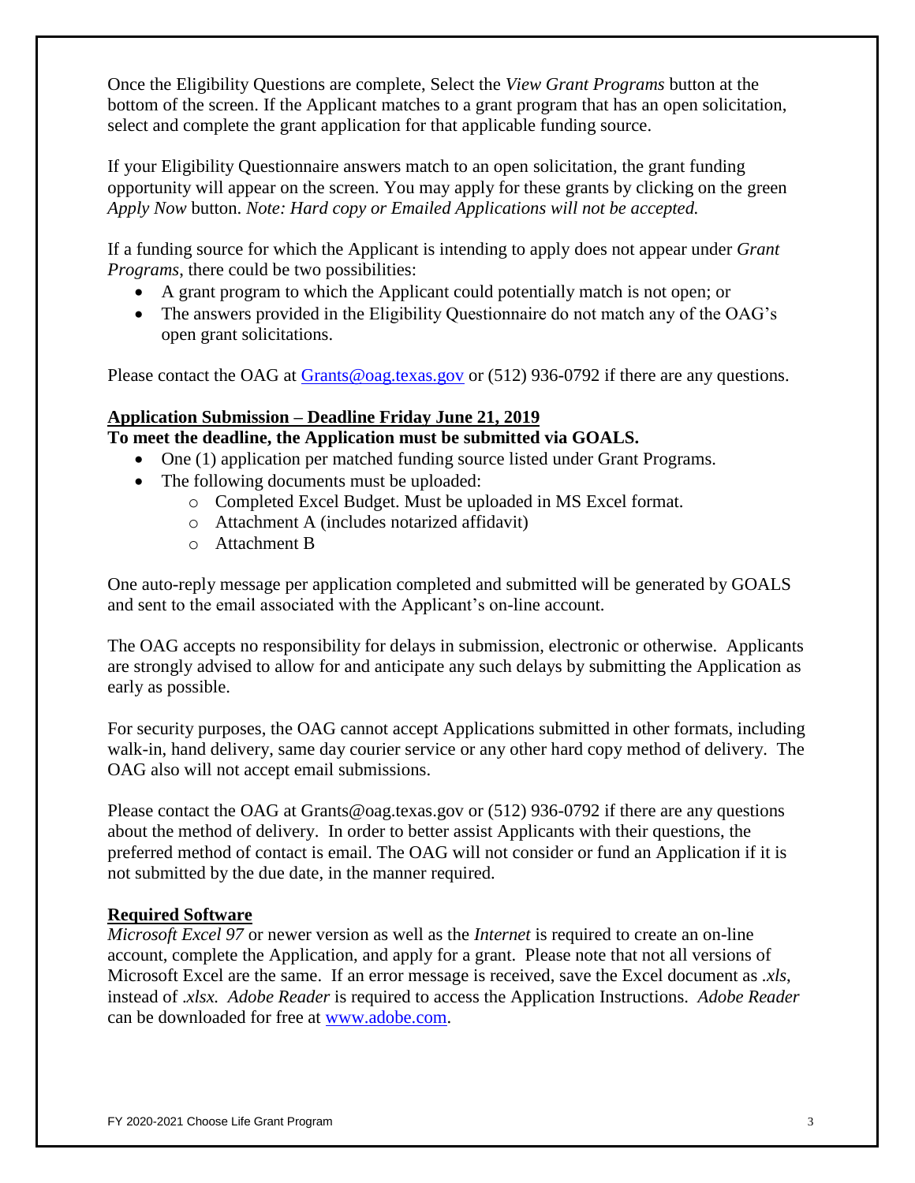Once the Eligibility Questions are complete, Select the *View Grant Programs* button at the bottom of the screen. If the Applicant matches to a grant program that has an open solicitation, select and complete the grant application for that applicable funding source.

If your Eligibility Questionnaire answers match to an open solicitation, the grant funding opportunity will appear on the screen. You may apply for these grants by clicking on the green *Apply Now* button. *Note: Hard copy or Emailed Applications will not be accepted.*

If a funding source for which the Applicant is intending to apply does not appear under *Grant Programs*, there could be two possibilities:

- A grant program to which the Applicant could potentially match is not open; or
- The answers provided in the Eligibility Questionnaire do not match any of the OAG's open grant solicitations.

Please contact the OAG at [Grants@oag.texas.gov](mailto:Grants@oag.texas.gov) or (512) 936-0792 if there are any questions.

## Application Submission – Deadline Friday June 21, 2019

**To meet the deadline, the Application must be submitted via GOALS.**

- One (1) application per matched funding source listed under Grant Programs.
- The following documents must be uploaded:
    - Completed Excel Budget. Must be uploaded in MS Excel format.
    - Attachment A (includes notarized affidavit)
    - Attachment B

One auto-reply message per application completed and submitted will be generated by GOALS and sent to the email associated with the Applicant's on-line account.

The OAG accepts no responsibility for delays in submission, electronic or otherwise. Applicants are strongly advised to allow for and anticipate any such delays by submitting the Application as early as possible.

For security purposes, the OAG cannot accept Applications submitted in other formats, including walk-in, hand delivery, same day courier service or any other hard copy method of delivery. The OAG also will not accept email submissions.

Please contact the OAG at Grants@oag.texas.gov or (512) 936-0792 if there are any questions about the method of delivery. In order to better assist Applicants with their questions, the preferred method of contact is email. The OAG will not consider or fund an Application if it is not submitted by the due date, in the manner required.

## Required Software

*Microsoft Excel 97* or newer version as well as the *Internet* is required to create an on-line account, complete the Application, and apply for a grant. Please note that not all versions of Microsoft Excel are the same. If an error message is received, save the Excel document as *.xls*, instead of *.xlsx. Adobe Reader* is required to access the Application Instructions. *Adobe Reader* can be downloaded for free at [www.adobe.com](http://www.adobe.com).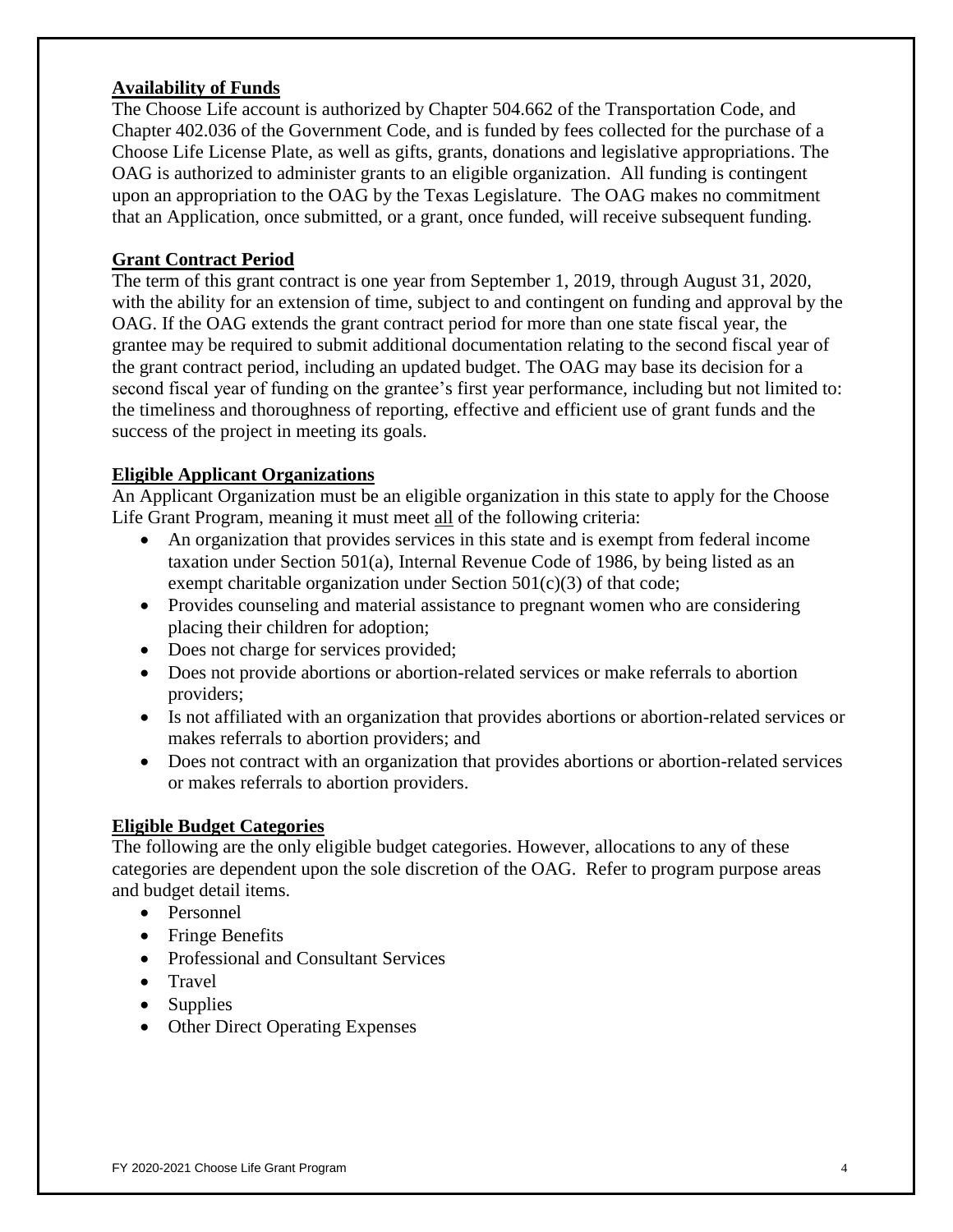## Availability of Funds

The Choose Life account is authorized by Chapter 504.662 of the Transportation Code, and Chapter 402.036 of the Government Code, and is funded by fees collected for the purchase of a Choose Life License Plate, as well as gifts, grants, donations and legislative appropriations. The OAG is authorized to administer grants to an eligible organization. All funding is contingent upon an appropriation to the OAG by the Texas Legislature. The OAG makes no commitment that an Application, once submitted, or a grant, once funded, will receive subsequent funding.

## Grant Contract Period

The term of this grant contract is one year from September 1, 2019, through August 31, 2020, with the ability for an extension of time, subject to and contingent on funding and approval by the OAG. If the OAG extends the grant contract period for more than one state fiscal year, the grantee may be required to submit additional documentation relating to the second fiscal year of the grant contract period, including an updated budget. The OAG may base its decision for a second fiscal year of funding on the grantee's first year performance, including but not limited to: the timeliness and thoroughness of reporting, effective and efficient use of grant funds and the success of the project in meeting its goals.

## Eligible Applicant Organizations

An Applicant Organization must be an eligible organization in this state to apply for the Choose Life Grant Program, meaning it must meet all of the following criteria:

- An organization that provides services in this state and is exempt from federal income taxation under Section 501(a), Internal Revenue Code of 1986, by being listed as an exempt charitable organization under Section 501(c)(3) of that code;
- Provides counseling and material assistance to pregnant women who are considering placing their children for adoption;
- Does not charge for services provided;
- Does not provide abortions or abortion-related services or make referrals to abortion providers;
- Is not affiliated with an organization that provides abortions or abortion-related services or makes referrals to abortion providers; and
- Does not contract with an organization that provides abortions or abortion-related services or makes referrals to abortion providers.

## Eligible Budget Categories

The following are the only eligible budget categories. However, allocations to any of these categories are dependent upon the sole discretion of the OAG. Refer to program purpose areas and budget detail items.

- Personnel
- Fringe Benefits
- Professional and Consultant Services
- Travel
- Supplies
- Other Direct Operating Expenses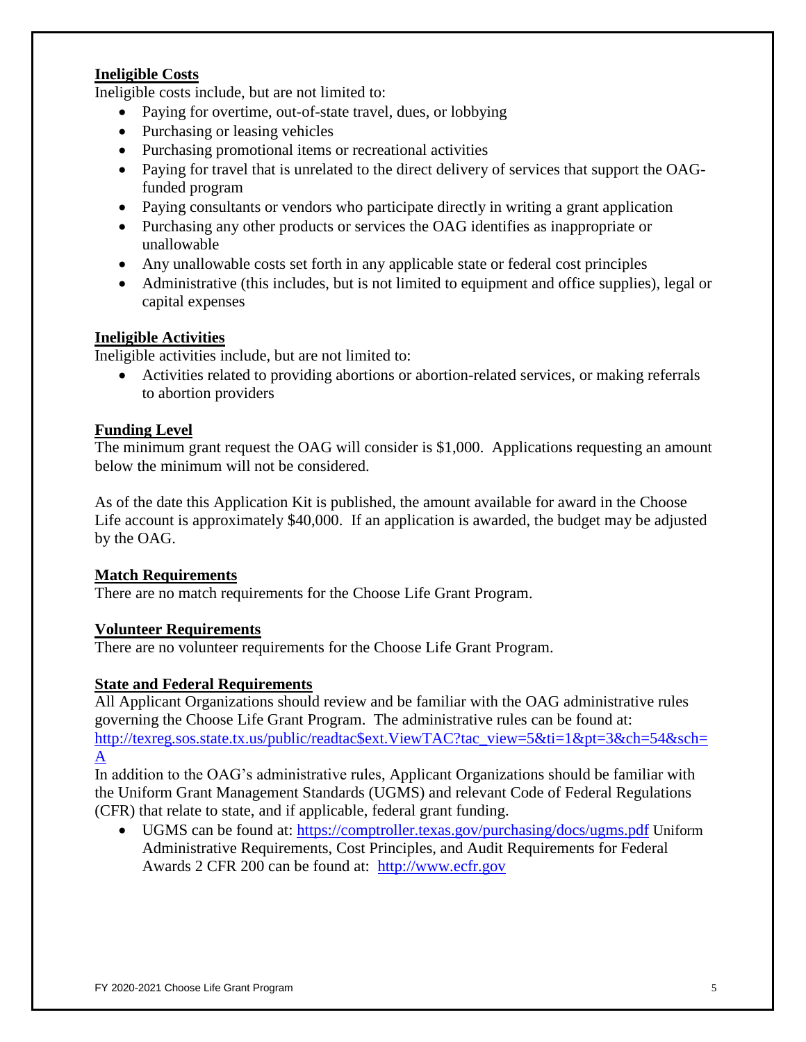**Ineligible Costs**

Ineligible costs include, but are not limited to:

- Paying for overtime, out-of-state travel, dues, or lobbying
- Purchasing or leasing vehicles
- Purchasing promotional items or recreational activities
- Paying for travel that is unrelated to the direct delivery of services that support the OAG-funded program
- Paying consultants or vendors who participate directly in writing a grant application
- Purchasing any other products or services the OAG identifies as inappropriate or unallowable
- Any unallowable costs set forth in any applicable state or federal cost principles
- Administrative (this includes, but is not limited to equipment and office supplies), legal or capital expenses

**Ineligible Activities**

Ineligible activities include, but are not limited to:

- Activities related to providing abortions or abortion-related services, or making referrals to abortion providers

**Funding Level**

The minimum grant request the OAG will consider is $1,000. Applications requesting an amount below the minimum will not be considered.

As of the date this Application Kit is published, the amount available for award in the Choose Life account is approximately $40,000. If an application is awarded, the budget may be adjusted by the OAG.

**Match Requirements**

There are no match requirements for the Choose Life Grant Program.

**Volunteer Requirements**

There are no volunteer requirements for the Choose Life Grant Program.

**State and Federal Requirements**

All Applicant Organizations should review and be familiar with the OAG administrative rules governing the Choose Life Grant Program. The administrative rules can be found at: http://texreg.sos.state.tx.us/public/readtac$ext.ViewTAC?tac_view=5&ti=1&pt=3&ch=54&sch=A

In addition to the OAG's administrative rules, Applicant Organizations should be familiar with the Uniform Grant Management Standards (UGMS) and relevant Code of Federal Regulations (CFR) that relate to state, and if applicable, federal grant funding.

- UGMS can be found at: https://comptroller.texas.gov/purchasing/docs/ugms.pdf Uniform Administrative Requirements, Cost Principles, and Audit Requirements for Federal Awards 2 CFR 200 can be found at: http://www.ecfr.gov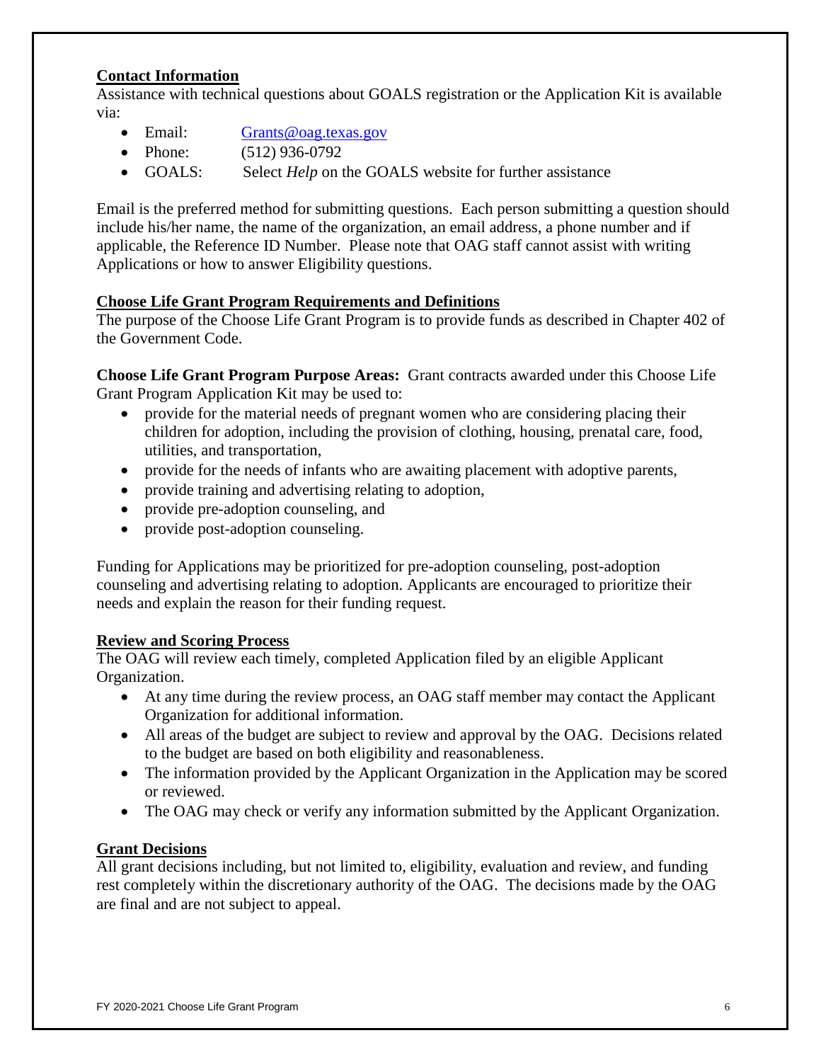## Contact Information

Assistance with technical questions about GOALS registration or the Application Kit is available via:

- Email: Grants@oag.texas.gov
- Phone: (512) 936-0792
- GOALS: Select *Help* on the GOALS website for further assistance

Email is the preferred method for submitting questions. Each person submitting a question should include his/her name, the name of the organization, an email address, a phone number and if applicable, the Reference ID Number. Please note that OAG staff cannot assist with writing Applications or how to answer Eligibility questions.

## Choose Life Grant Program Requirements and Definitions

The purpose of the Choose Life Grant Program is to provide funds as described in Chapter 402 of the Government Code.

**Choose Life Grant Program Purpose Areas:** Grant contracts awarded under this Choose Life Grant Program Application Kit may be used to:

- provide for the material needs of pregnant women who are considering placing their children for adoption, including the provision of clothing, housing, prenatal care, food, utilities, and transportation,
- provide for the needs of infants who are awaiting placement with adoptive parents,
- provide training and advertising relating to adoption,
- provide pre-adoption counseling, and
- provide post-adoption counseling.

Funding for Applications may be prioritized for pre-adoption counseling, post-adoption counseling and advertising relating to adoption. Applicants are encouraged to prioritize their needs and explain the reason for their funding request.

## Review and Scoring Process

The OAG will review each timely, completed Application filed by an eligible Applicant Organization.

- At any time during the review process, an OAG staff member may contact the Applicant Organization for additional information.
- All areas of the budget are subject to review and approval by the OAG. Decisions related to the budget are based on both eligibility and reasonableness.
- The information provided by the Applicant Organization in the Application may be scored or reviewed.
- The OAG may check or verify any information submitted by the Applicant Organization.

## Grant Decisions

All grant decisions including, but not limited to, eligibility, evaluation and review, and funding rest completely within the discretionary authority of the OAG. The decisions made by the OAG are final and are not subject to appeal.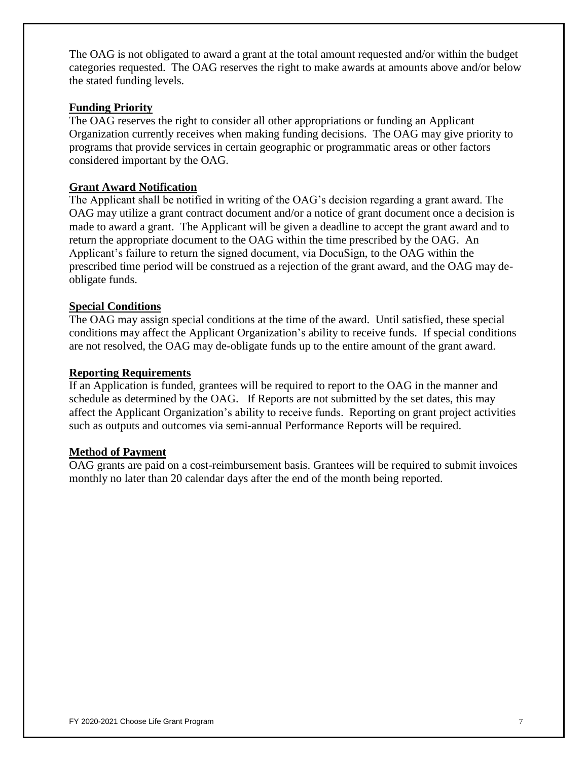The OAG is not obligated to award a grant at the total amount requested and/or within the budget categories requested. The OAG reserves the right to make awards at amounts above and/or below the stated funding levels.

**Funding Priority**

The OAG reserves the right to consider all other appropriations or funding an Applicant Organization currently receives when making funding decisions. The OAG may give priority to programs that provide services in certain geographic or programmatic areas or other factors considered important by the OAG.

**Grant Award Notification**

The Applicant shall be notified in writing of the OAG's decision regarding a grant award. The OAG may utilize a grant contract document and/or a notice of grant document once a decision is made to award a grant. The Applicant will be given a deadline to accept the grant award and to return the appropriate document to the OAG within the time prescribed by the OAG. An Applicant's failure to return the signed document, via DocuSign, to the OAG within the prescribed time period will be construed as a rejection of the grant award, and the OAG may de-obligate funds.

**Special Conditions**

The OAG may assign special conditions at the time of the award. Until satisfied, these special conditions may affect the Applicant Organization's ability to receive funds. If special conditions are not resolved, the OAG may de-obligate funds up to the entire amount of the grant award.

**Reporting Requirements**

If an Application is funded, grantees will be required to report to the OAG in the manner and schedule as determined by the OAG. If Reports are not submitted by the set dates, this may affect the Applicant Organization's ability to receive funds. Reporting on grant project activities such as outputs and outcomes via semi-annual Performance Reports will be required.

**Method of Payment**

OAG grants are paid on a cost-reimbursement basis. Grantees will be required to submit invoices monthly no later than 20 calendar days after the end of the month being reported.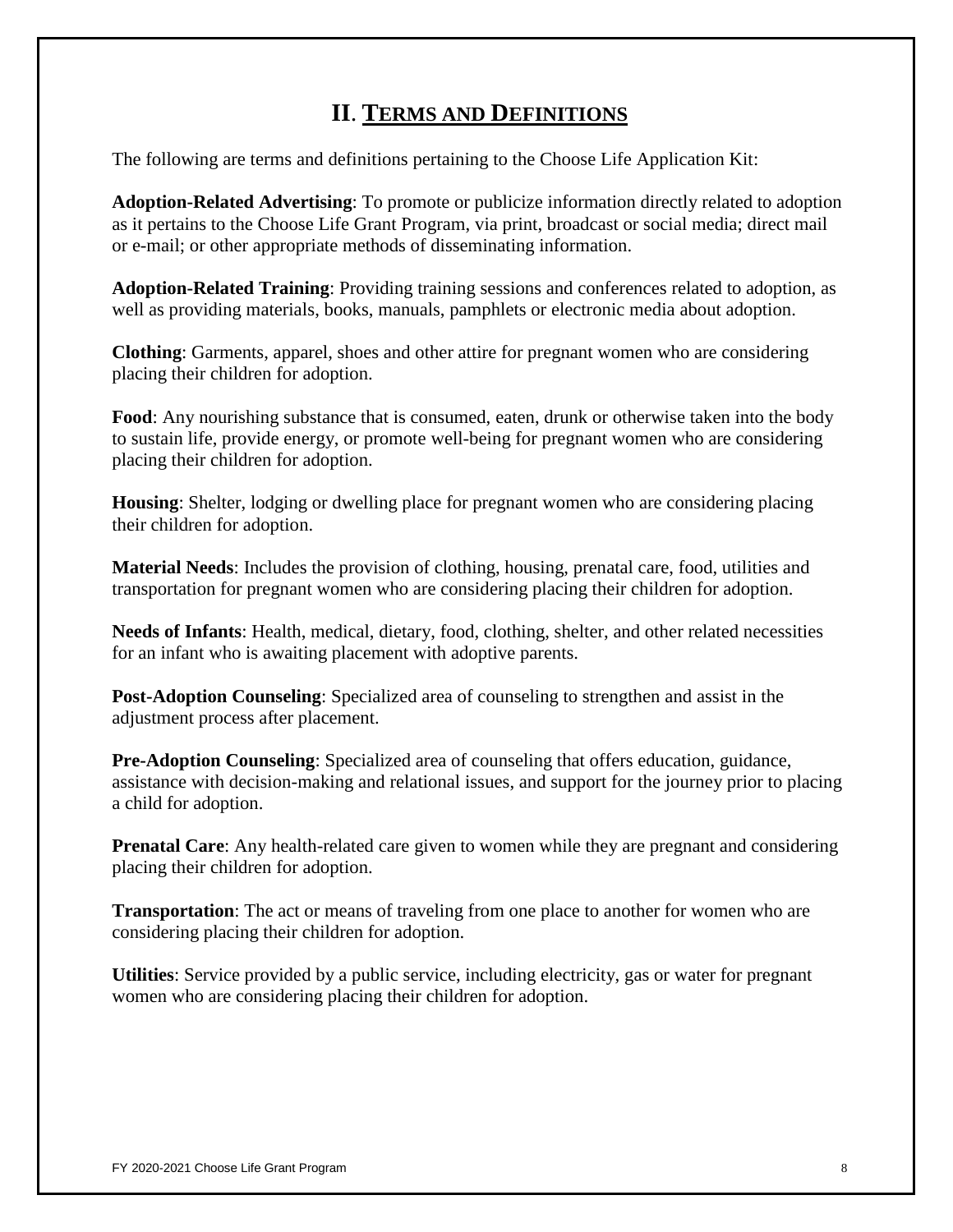# II. TERMS AND DEFINITIONS

The following are terms and definitions pertaining to the Choose Life Application Kit:

**Adoption-Related Advertising**: To promote or publicize information directly related to adoption as it pertains to the Choose Life Grant Program, via print, broadcast or social media; direct mail or e-mail; or other appropriate methods of disseminating information.

**Adoption-Related Training**: Providing training sessions and conferences related to adoption, as well as providing materials, books, manuals, pamphlets or electronic media about adoption.

**Clothing**: Garments, apparel, shoes and other attire for pregnant women who are considering placing their children for adoption.

**Food**: Any nourishing substance that is consumed, eaten, drunk or otherwise taken into the body to sustain life, provide energy, or promote well-being for pregnant women who are considering placing their children for adoption.

**Housing**: Shelter, lodging or dwelling place for pregnant women who are considering placing their children for adoption.

**Material Needs**: Includes the provision of clothing, housing, prenatal care, food, utilities and transportation for pregnant women who are considering placing their children for adoption.

**Needs of Infants**: Health, medical, dietary, food, clothing, shelter, and other related necessities for an infant who is awaiting placement with adoptive parents.

**Post-Adoption Counseling**: Specialized area of counseling to strengthen and assist in the adjustment process after placement.

**Pre-Adoption Counseling**: Specialized area of counseling that offers education, guidance, assistance with decision-making and relational issues, and support for the journey prior to placing a child for adoption.

**Prenatal Care**: Any health-related care given to women while they are pregnant and considering placing their children for adoption.

**Transportation**: The act or means of traveling from one place to another for women who are considering placing their children for adoption.

**Utilities**: Service provided by a public service, including electricity, gas or water for pregnant women who are considering placing their children for adoption.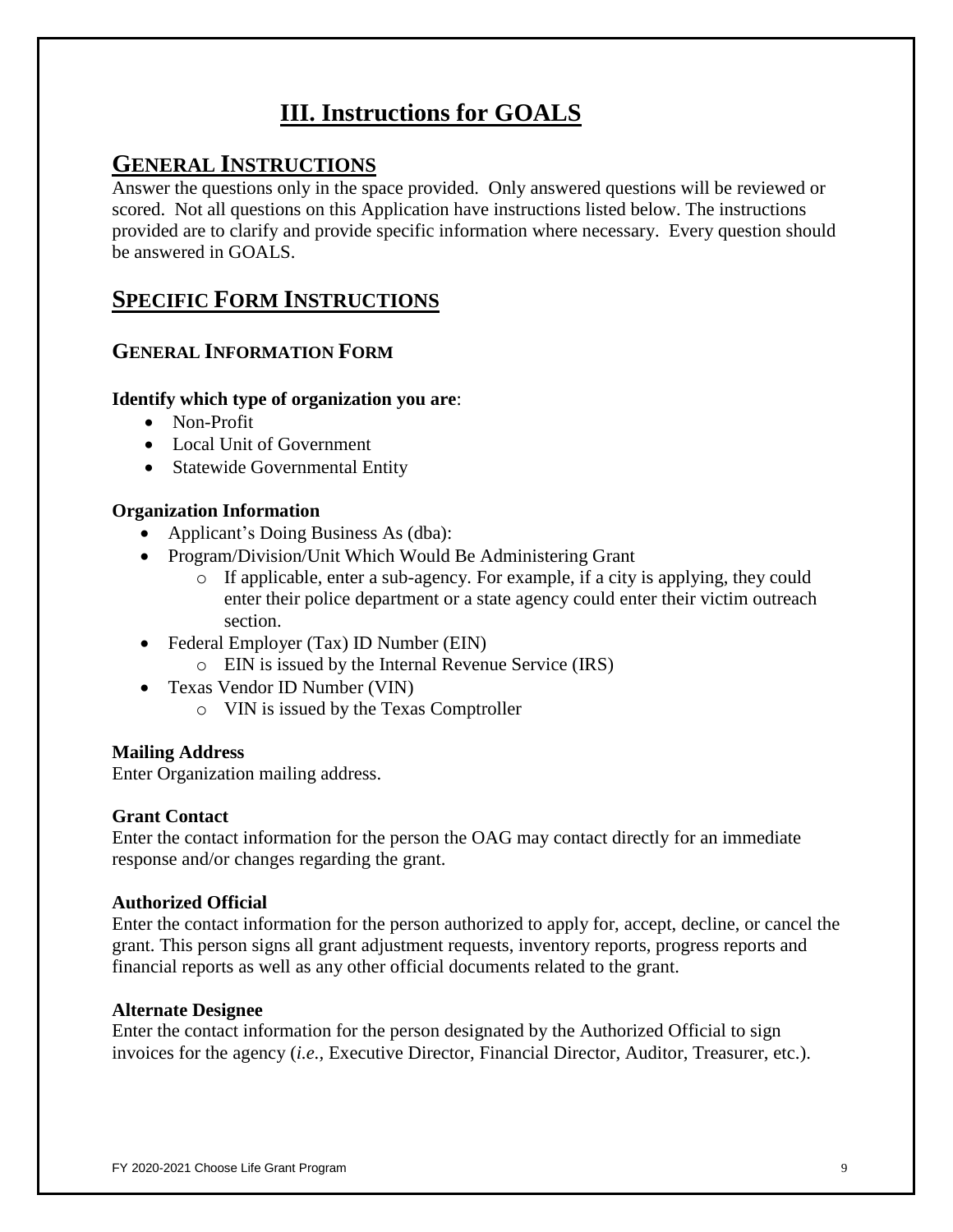# III. Instructions for GOALS

## General Instructions

Answer the questions only in the space provided. Only answered questions will be reviewed or scored. Not all questions on this Application have instructions listed below. The instructions provided are to clarify and provide specific information where necessary. Every question should be answered in GOALS.

## Specific Form Instructions

### General Information Form

**Identify which type of organization you are**:

- Non-Profit
- Local Unit of Government
- Statewide Governmental Entity

**Organization Information**

- Applicant's Doing Business As (dba):
- Program/Division/Unit Which Would Be Administering Grant
  - If applicable, enter a sub-agency. For example, if a city is applying, they could enter their police department or a state agency could enter their victim outreach section.
- Federal Employer (Tax) ID Number (EIN)
  - EIN is issued by the Internal Revenue Service (IRS)
- Texas Vendor ID Number (VIN)
  - VIN is issued by the Texas Comptroller

**Mailing Address**

Enter Organization mailing address.

**Grant Contact**

Enter the contact information for the person the OAG may contact directly for an immediate response and/or changes regarding the grant.

**Authorized Official**

Enter the contact information for the person authorized to apply for, accept, decline, or cancel the grant. This person signs all grant adjustment requests, inventory reports, progress reports and financial reports as well as any other official documents related to the grant.

**Alternate Designee**

Enter the contact information for the person designated by the Authorized Official to sign invoices for the agency (*i.e.,* Executive Director, Financial Director, Auditor, Treasurer, etc.).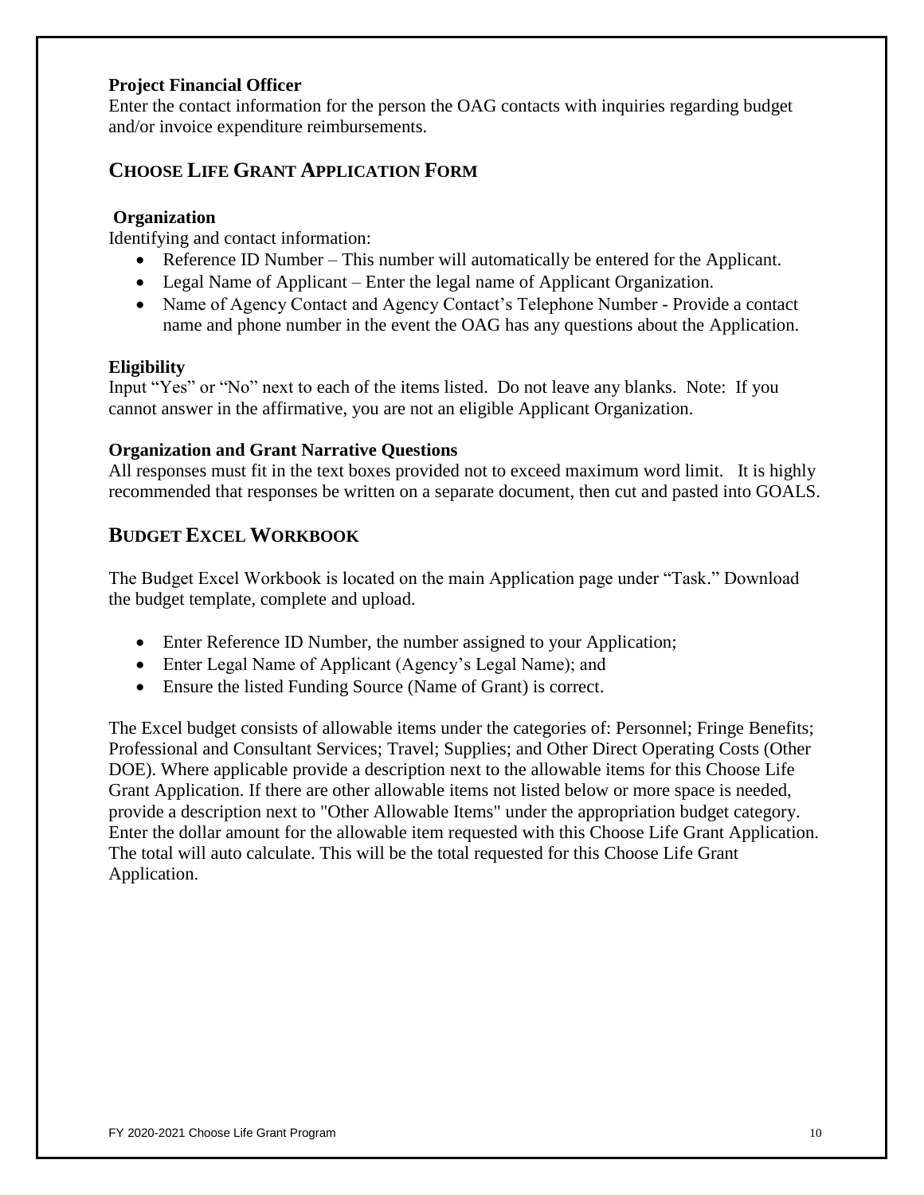### Project Financial Officer

Enter the contact information for the person the OAG contacts with inquiries regarding budget and/or invoice expenditure reimbursements.

## CHOOSE LIFE GRANT APPLICATION FORM

### Organization

Identifying and contact information:

- Reference ID Number – This number will automatically be entered for the Applicant.
- Legal Name of Applicant – Enter the legal name of Applicant Organization.
- Name of Agency Contact and Agency Contact's Telephone Number - Provide a contact name and phone number in the event the OAG has any questions about the Application.

### Eligibility

Input "Yes" or "No" next to each of the items listed. Do not leave any blanks. Note: If you cannot answer in the affirmative, you are not an eligible Applicant Organization.

### Organization and Grant Narrative Questions

All responses must fit in the text boxes provided not to exceed maximum word limit. It is highly recommended that responses be written on a separate document, then cut and pasted into GOALS.

## BUDGET EXCEL WORKBOOK

The Budget Excel Workbook is located on the main Application page under "Task." Download the budget template, complete and upload.

- Enter Reference ID Number, the number assigned to your Application;
- Enter Legal Name of Applicant (Agency's Legal Name); and
- Ensure the listed Funding Source (Name of Grant) is correct.

The Excel budget consists of allowable items under the categories of: Personnel; Fringe Benefits; Professional and Consultant Services; Travel; Supplies; and Other Direct Operating Costs (Other DOE). Where applicable provide a description next to the allowable items for this Choose Life Grant Application. If there are other allowable items not listed below or more space is needed, provide a description next to "Other Allowable Items" under the appropriation budget category. Enter the dollar amount for the allowable item requested with this Choose Life Grant Application. The total will auto calculate. This will be the total requested for this Choose Life Grant Application.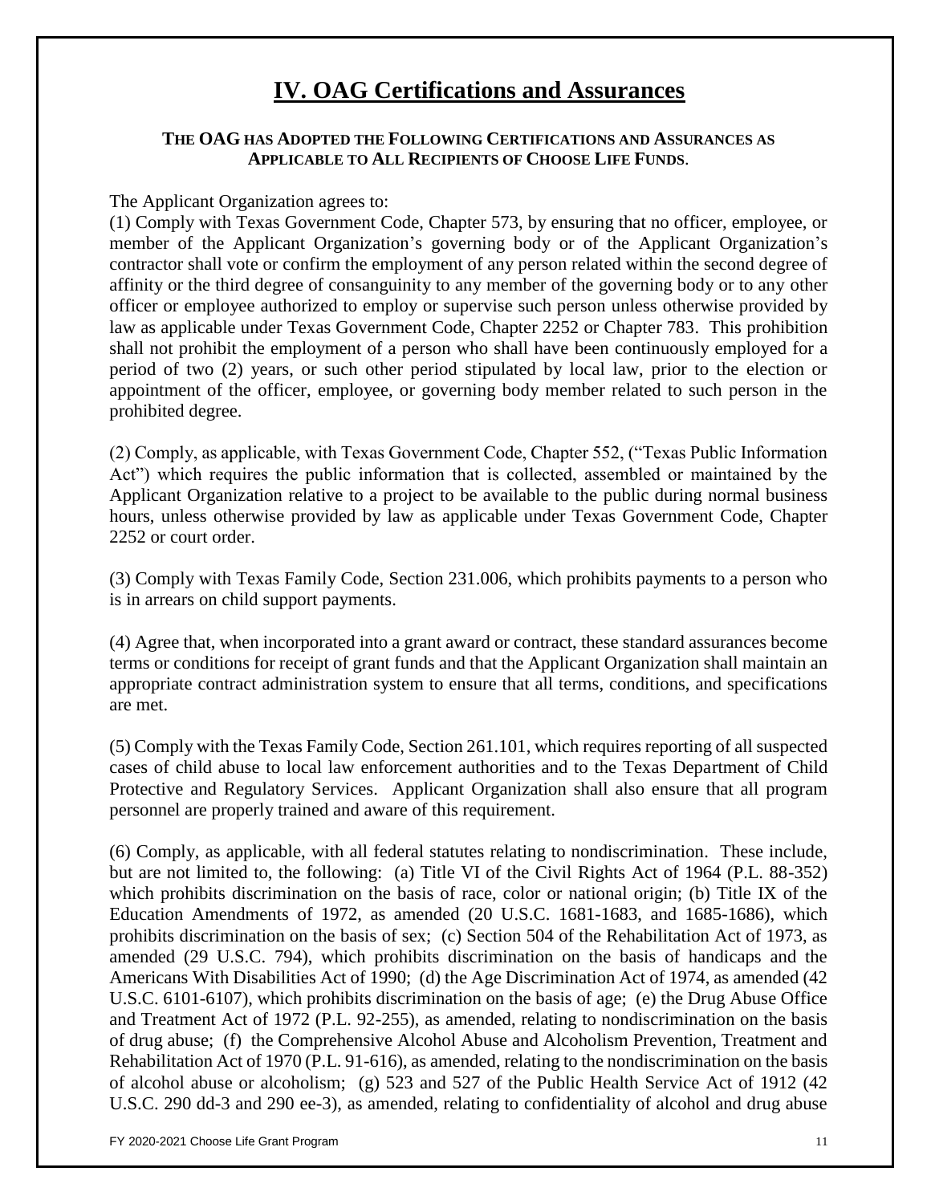# IV. OAG Certifications and Assurances

**THE OAG HAS ADOPTED THE FOLLOWING CERTIFICATIONS AND ASSURANCES AS APPLICABLE TO ALL RECIPIENTS OF CHOOSE LIFE FUNDS.**

The Applicant Organization agrees to:

(1) Comply with Texas Government Code, Chapter 573, by ensuring that no officer, employee, or member of the Applicant Organization's governing body or of the Applicant Organization's contractor shall vote or confirm the employment of any person related within the second degree of affinity or the third degree of consanguinity to any member of the governing body or to any other officer or employee authorized to employ or supervise such person unless otherwise provided by law as applicable under Texas Government Code, Chapter 2252 or Chapter 783. This prohibition shall not prohibit the employment of a person who shall have been continuously employed for a period of two (2) years, or such other period stipulated by local law, prior to the election or appointment of the officer, employee, or governing body member related to such person in the prohibited degree.

(2) Comply, as applicable, with Texas Government Code, Chapter 552, ("Texas Public Information Act") which requires the public information that is collected, assembled or maintained by the Applicant Organization relative to a project to be available to the public during normal business hours, unless otherwise provided by law as applicable under Texas Government Code, Chapter 2252 or court order.

(3) Comply with Texas Family Code, Section 231.006, which prohibits payments to a person who is in arrears on child support payments.

(4) Agree that, when incorporated into a grant award or contract, these standard assurances become terms or conditions for receipt of grant funds and that the Applicant Organization shall maintain an appropriate contract administration system to ensure that all terms, conditions, and specifications are met.

(5) Comply with the Texas Family Code, Section 261.101, which requires reporting of all suspected cases of child abuse to local law enforcement authorities and to the Texas Department of Child Protective and Regulatory Services. Applicant Organization shall also ensure that all program personnel are properly trained and aware of this requirement.

(6) Comply, as applicable, with all federal statutes relating to nondiscrimination. These include, but are not limited to, the following: (a) Title VI of the Civil Rights Act of 1964 (P.L. 88-352) which prohibits discrimination on the basis of race, color or national origin; (b) Title IX of the Education Amendments of 1972, as amended (20 U.S.C. 1681-1683, and 1685-1686), which prohibits discrimination on the basis of sex; (c) Section 504 of the Rehabilitation Act of 1973, as amended (29 U.S.C. 794), which prohibits discrimination on the basis of handicaps and the Americans With Disabilities Act of 1990; (d) the Age Discrimination Act of 1974, as amended (42 U.S.C. 6101-6107), which prohibits discrimination on the basis of age; (e) the Drug Abuse Office and Treatment Act of 1972 (P.L. 92-255), as amended, relating to nondiscrimination on the basis of drug abuse; (f) the Comprehensive Alcohol Abuse and Alcoholism Prevention, Treatment and Rehabilitation Act of 1970 (P.L. 91-616), as amended, relating to the nondiscrimination on the basis of alcohol abuse or alcoholism; (g) 523 and 527 of the Public Health Service Act of 1912 (42 U.S.C. 290 dd-3 and 290 ee-3), as amended, relating to confidentiality of alcohol and drug abuse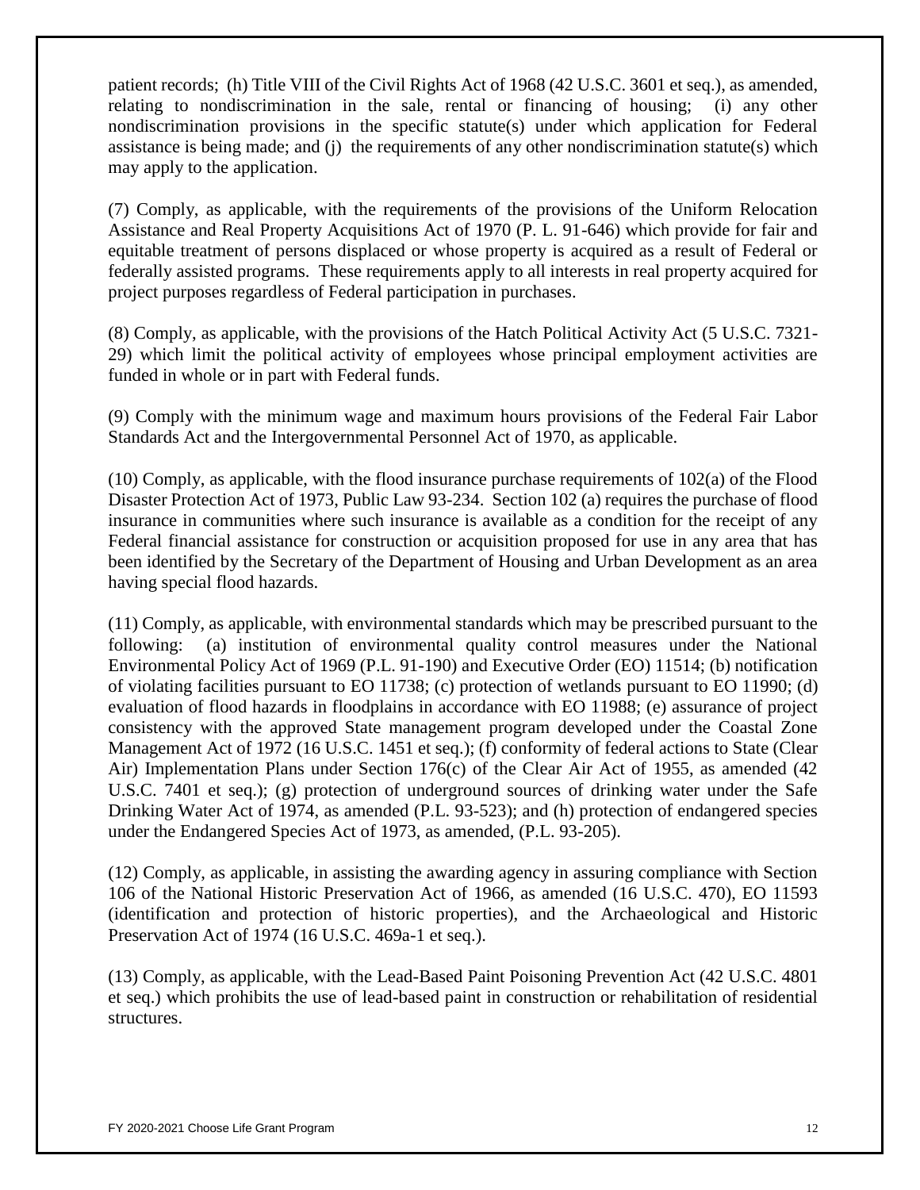patient records; (h) Title VIII of the Civil Rights Act of 1968 (42 U.S.C. 3601 et seq.), as amended, relating to nondiscrimination in the sale, rental or financing of housing; (i) any other nondiscrimination provisions in the specific statute(s) under which application for Federal assistance is being made; and (j) the requirements of any other nondiscrimination statute(s) which may apply to the application.

(7) Comply, as applicable, with the requirements of the provisions of the Uniform Relocation Assistance and Real Property Acquisitions Act of 1970 (P. L. 91-646) which provide for fair and equitable treatment of persons displaced or whose property is acquired as a result of Federal or federally assisted programs. These requirements apply to all interests in real property acquired for project purposes regardless of Federal participation in purchases.

(8) Comply, as applicable, with the provisions of the Hatch Political Activity Act (5 U.S.C. 7321-29) which limit the political activity of employees whose principal employment activities are funded in whole or in part with Federal funds.

(9) Comply with the minimum wage and maximum hours provisions of the Federal Fair Labor Standards Act and the Intergovernmental Personnel Act of 1970, as applicable.

(10) Comply, as applicable, with the flood insurance purchase requirements of 102(a) of the Flood Disaster Protection Act of 1973, Public Law 93-234. Section 102 (a) requires the purchase of flood insurance in communities where such insurance is available as a condition for the receipt of any Federal financial assistance for construction or acquisition proposed for use in any area that has been identified by the Secretary of the Department of Housing and Urban Development as an area having special flood hazards.

(11) Comply, as applicable, with environmental standards which may be prescribed pursuant to the following: (a) institution of environmental quality control measures under the National Environmental Policy Act of 1969 (P.L. 91-190) and Executive Order (EO) 11514; (b) notification of violating facilities pursuant to EO 11738; (c) protection of wetlands pursuant to EO 11990; (d) evaluation of flood hazards in floodplains in accordance with EO 11988; (e) assurance of project consistency with the approved State management program developed under the Coastal Zone Management Act of 1972 (16 U.S.C. 1451 et seq.); (f) conformity of federal actions to State (Clear Air) Implementation Plans under Section 176(c) of the Clear Air Act of 1955, as amended (42 U.S.C. 7401 et seq.); (g) protection of underground sources of drinking water under the Safe Drinking Water Act of 1974, as amended (P.L. 93-523); and (h) protection of endangered species under the Endangered Species Act of 1973, as amended, (P.L. 93-205).

(12) Comply, as applicable, in assisting the awarding agency in assuring compliance with Section 106 of the National Historic Preservation Act of 1966, as amended (16 U.S.C. 470), EO 11593 (identification and protection of historic properties), and the Archaeological and Historic Preservation Act of 1974 (16 U.S.C. 469a-1 et seq.).

(13) Comply, as applicable, with the Lead-Based Paint Poisoning Prevention Act (42 U.S.C. 4801 et seq.) which prohibits the use of lead-based paint in construction or rehabilitation of residential structures.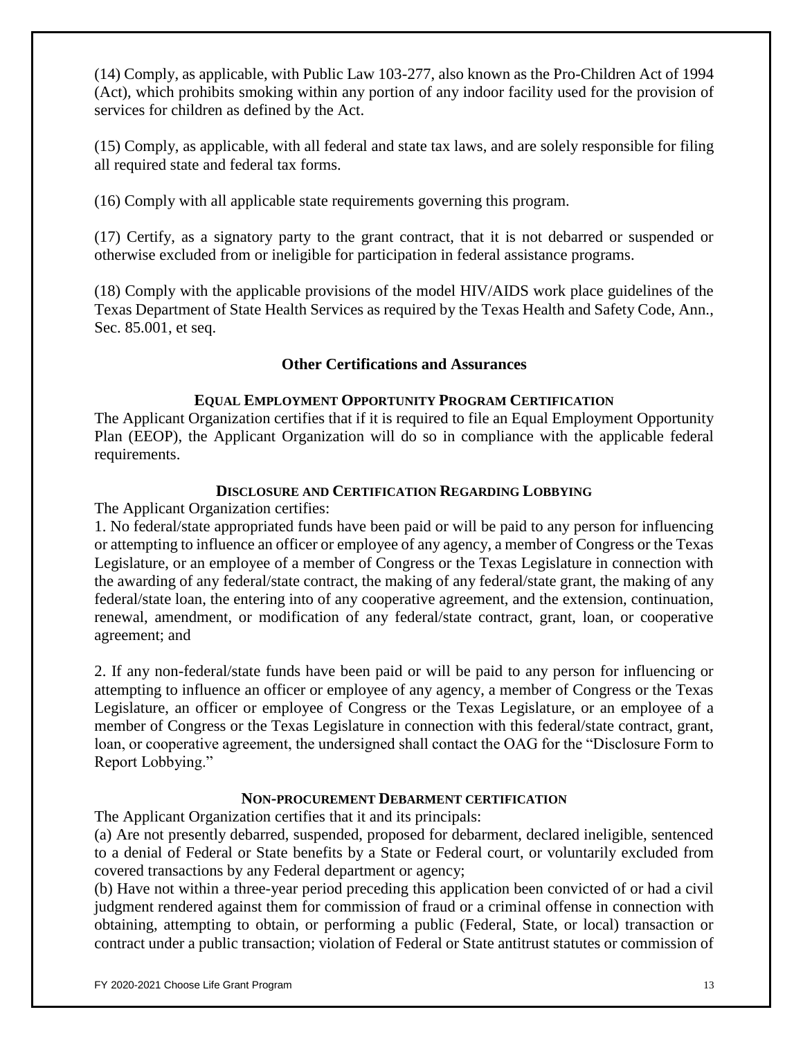(14) Comply, as applicable, with Public Law 103-277, also known as the Pro-Children Act of 1994 (Act), which prohibits smoking within any portion of any indoor facility used for the provision of services for children as defined by the Act.

(15) Comply, as applicable, with all federal and state tax laws, and are solely responsible for filing all required state and federal tax forms.

(16) Comply with all applicable state requirements governing this program.

(17) Certify, as a signatory party to the grant contract, that it is not debarred or suspended or otherwise excluded from or ineligible for participation in federal assistance programs.

(18) Comply with the applicable provisions of the model HIV/AIDS work place guidelines of the Texas Department of State Health Services as required by the Texas Health and Safety Code, Ann., Sec. 85.001, et seq.

## Other Certifications and Assurances

### EQUAL EMPLOYMENT OPPORTUNITY PROGRAM CERTIFICATION

The Applicant Organization certifies that if it is required to file an Equal Employment Opportunity Plan (EEOP), the Applicant Organization will do so in compliance with the applicable federal requirements.

### DISCLOSURE AND CERTIFICATION REGARDING LOBBYING

The Applicant Organization certifies:

1. No federal/state appropriated funds have been paid or will be paid to any person for influencing or attempting to influence an officer or employee of any agency, a member of Congress or the Texas Legislature, or an employee of a member of Congress or the Texas Legislature in connection with the awarding of any federal/state contract, the making of any federal/state grant, the making of any federal/state loan, the entering into of any cooperative agreement, and the extension, continuation, renewal, amendment, or modification of any federal/state contract, grant, loan, or cooperative agreement; and

2. If any non-federal/state funds have been paid or will be paid to any person for influencing or attempting to influence an officer or employee of any agency, a member of Congress or the Texas Legislature, an officer or employee of Congress or the Texas Legislature, or an employee of a member of Congress or the Texas Legislature in connection with this federal/state contract, grant, loan, or cooperative agreement, the undersigned shall contact the OAG for the "Disclosure Form to Report Lobbying."

### NON-PROCUREMENT DEBARMENT CERTIFICATION

The Applicant Organization certifies that it and its principals:

(a) Are not presently debarred, suspended, proposed for debarment, declared ineligible, sentenced to a denial of Federal or State benefits by a State or Federal court, or voluntarily excluded from covered transactions by any Federal department or agency;

(b) Have not within a three-year period preceding this application been convicted of or had a civil judgment rendered against them for commission of fraud or a criminal offense in connection with obtaining, attempting to obtain, or performing a public (Federal, State, or local) transaction or contract under a public transaction; violation of Federal or State antitrust statutes or commission of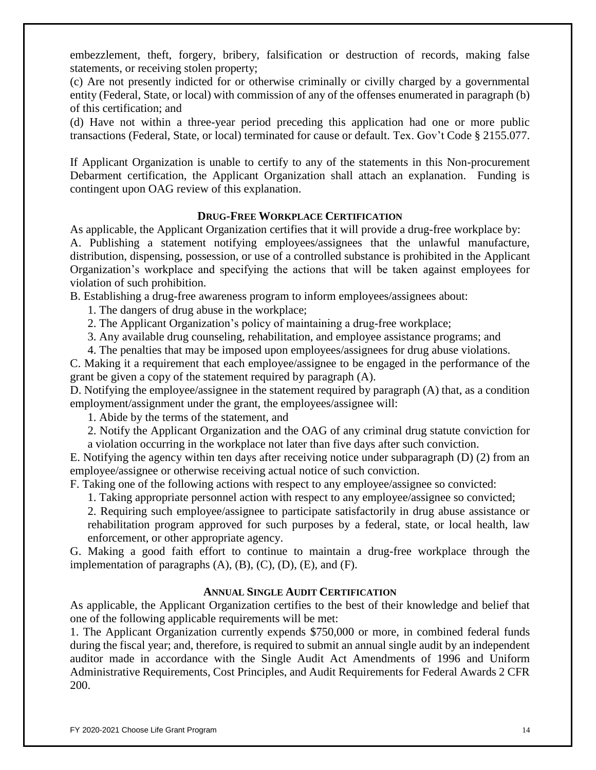embezzlement, theft, forgery, bribery, falsification or destruction of records, making false statements, or receiving stolen property;

(c) Are not presently indicted for or otherwise criminally or civilly charged by a governmental entity (Federal, State, or local) with commission of any of the offenses enumerated in paragraph (b) of this certification; and

(d) Have not within a three-year period preceding this application had one or more public transactions (Federal, State, or local) terminated for cause or default. Tex. Gov't Code § 2155.077.

If Applicant Organization is unable to certify to any of the statements in this Non-procurement Debarment certification, the Applicant Organization shall attach an explanation. Funding is contingent upon OAG review of this explanation.

### DRUG-FREE WORKPLACE CERTIFICATION

As applicable, the Applicant Organization certifies that it will provide a drug-free workplace by:

A. Publishing a statement notifying employees/assignees that the unlawful manufacture, distribution, dispensing, possession, or use of a controlled substance is prohibited in the Applicant Organization's workplace and specifying the actions that will be taken against employees for violation of such prohibition.

B. Establishing a drug-free awareness program to inform employees/assignees about:

1. The dangers of drug abuse in the workplace;
2. The Applicant Organization's policy of maintaining a drug-free workplace;
3. Any available drug counseling, rehabilitation, and employee assistance programs; and
4. The penalties that may be imposed upon employees/assignees for drug abuse violations.

C. Making it a requirement that each employee/assignee to be engaged in the performance of the grant be given a copy of the statement required by paragraph (A).

D. Notifying the employee/assignee in the statement required by paragraph (A) that, as a condition employment/assignment under the grant, the employees/assignee will:

1. Abide by the terms of the statement, and
2. Notify the Applicant Organization and the OAG of any criminal drug statute conviction for a violation occurring in the workplace not later than five days after such conviction.

E. Notifying the agency within ten days after receiving notice under subparagraph (D) (2) from an employee/assignee or otherwise receiving actual notice of such conviction.

F. Taking one of the following actions with respect to any employee/assignee so convicted:

1. Taking appropriate personnel action with respect to any employee/assignee so convicted;
2. Requiring such employee/assignee to participate satisfactorily in drug abuse assistance or rehabilitation program approved for such purposes by a federal, state, or local health, law enforcement, or other appropriate agency.

G. Making a good faith effort to continue to maintain a drug-free workplace through the implementation of paragraphs (A), (B), (C), (D), (E), and (F).

### ANNUAL SINGLE AUDIT CERTIFICATION

As applicable, the Applicant Organization certifies to the best of their knowledge and belief that one of the following applicable requirements will be met:

1. The Applicant Organization currently expends $750,000 or more, in combined federal funds during the fiscal year; and, therefore, is required to submit an annual single audit by an independent auditor made in accordance with the Single Audit Act Amendments of 1996 and Uniform Administrative Requirements, Cost Principles, and Audit Requirements for Federal Awards 2 CFR 200.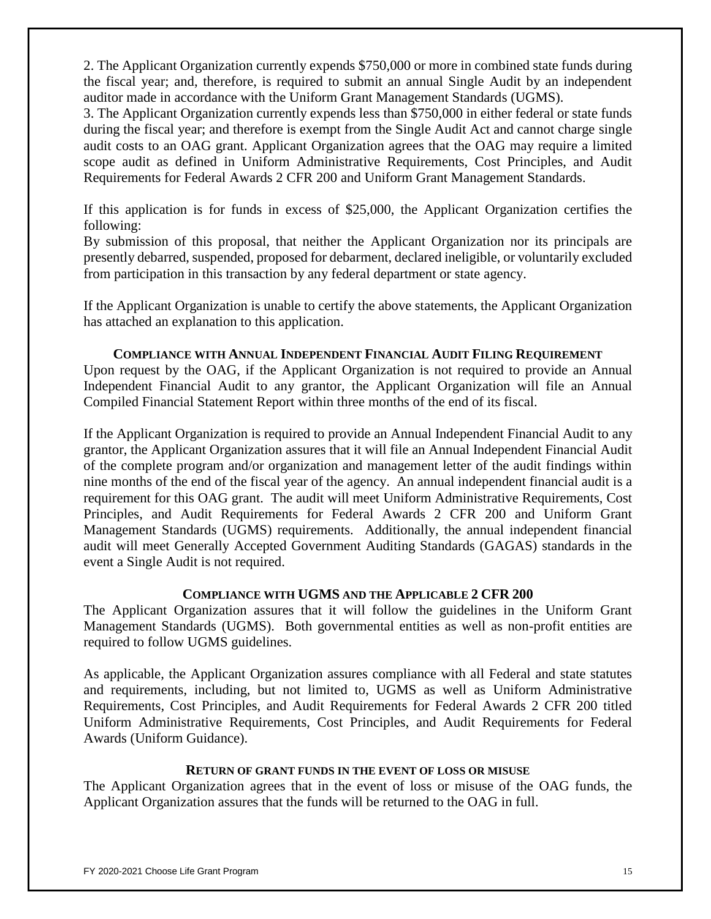2. The Applicant Organization currently expends $750,000 or more in combined state funds during the fiscal year; and, therefore, is required to submit an annual Single Audit by an independent auditor made in accordance with the Uniform Grant Management Standards (UGMS).

3. The Applicant Organization currently expends less than $750,000 in either federal or state funds during the fiscal year; and therefore is exempt from the Single Audit Act and cannot charge single audit costs to an OAG grant. Applicant Organization agrees that the OAG may require a limited scope audit as defined in Uniform Administrative Requirements, Cost Principles, and Audit Requirements for Federal Awards 2 CFR 200 and Uniform Grant Management Standards.

If this application is for funds in excess of $25,000, the Applicant Organization certifies the following:

By submission of this proposal, that neither the Applicant Organization nor its principals are presently debarred, suspended, proposed for debarment, declared ineligible, or voluntarily excluded from participation in this transaction by any federal department or state agency.

If the Applicant Organization is unable to certify the above statements, the Applicant Organization has attached an explanation to this application.

### COMPLIANCE WITH ANNUAL INDEPENDENT FINANCIAL AUDIT FILING REQUIREMENT

Upon request by the OAG, if the Applicant Organization is not required to provide an Annual Independent Financial Audit to any grantor, the Applicant Organization will file an Annual Compiled Financial Statement Report within three months of the end of its fiscal.

If the Applicant Organization is required to provide an Annual Independent Financial Audit to any grantor, the Applicant Organization assures that it will file an Annual Independent Financial Audit of the complete program and/or organization and management letter of the audit findings within nine months of the end of the fiscal year of the agency. An annual independent financial audit is a requirement for this OAG grant. The audit will meet Uniform Administrative Requirements, Cost Principles, and Audit Requirements for Federal Awards 2 CFR 200 and Uniform Grant Management Standards (UGMS) requirements. Additionally, the annual independent financial audit will meet Generally Accepted Government Auditing Standards (GAGAS) standards in the event a Single Audit is not required.

### COMPLIANCE WITH UGMS AND THE APPLICABLE 2 CFR 200

The Applicant Organization assures that it will follow the guidelines in the Uniform Grant Management Standards (UGMS). Both governmental entities as well as non-profit entities are required to follow UGMS guidelines.

As applicable, the Applicant Organization assures compliance with all Federal and state statutes and requirements, including, but not limited to, UGMS as well as Uniform Administrative Requirements, Cost Principles, and Audit Requirements for Federal Awards 2 CFR 200 titled Uniform Administrative Requirements, Cost Principles, and Audit Requirements for Federal Awards (Uniform Guidance).

### RETURN OF GRANT FUNDS IN THE EVENT OF LOSS OR MISUSE

The Applicant Organization agrees that in the event of loss or misuse of the OAG funds, the Applicant Organization assures that the funds will be returned to the OAG in full.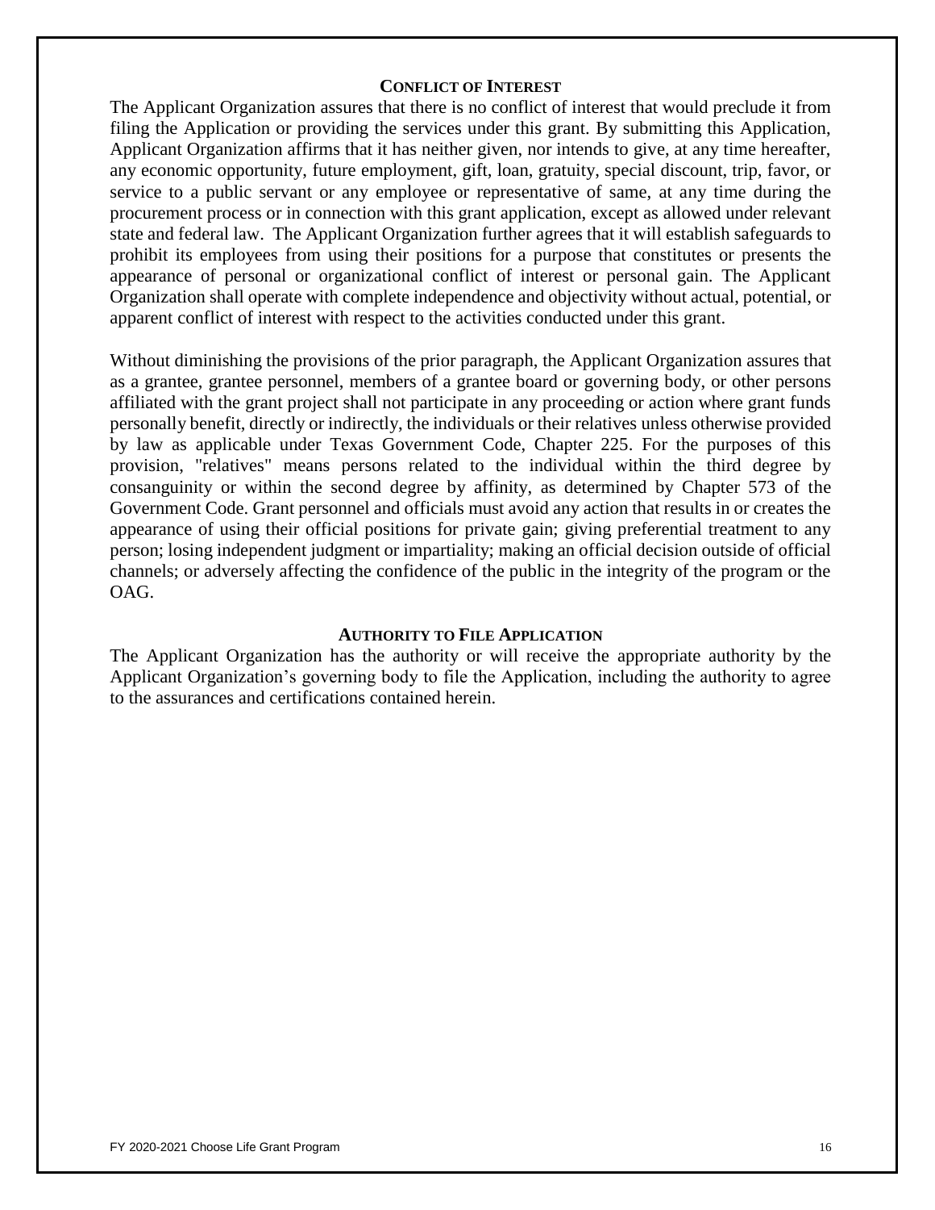## CONFLICT OF INTEREST

The Applicant Organization assures that there is no conflict of interest that would preclude it from filing the Application or providing the services under this grant. By submitting this Application, Applicant Organization affirms that it has neither given, nor intends to give, at any time hereafter, any economic opportunity, future employment, gift, loan, gratuity, special discount, trip, favor, or service to a public servant or any employee or representative of same, at any time during the procurement process or in connection with this grant application, except as allowed under relevant state and federal law. The Applicant Organization further agrees that it will establish safeguards to prohibit its employees from using their positions for a purpose that constitutes or presents the appearance of personal or organizational conflict of interest or personal gain. The Applicant Organization shall operate with complete independence and objectivity without actual, potential, or apparent conflict of interest with respect to the activities conducted under this grant.

Without diminishing the provisions of the prior paragraph, the Applicant Organization assures that as a grantee, grantee personnel, members of a grantee board or governing body, or other persons affiliated with the grant project shall not participate in any proceeding or action where grant funds personally benefit, directly or indirectly, the individuals or their relatives unless otherwise provided by law as applicable under Texas Government Code, Chapter 225. For the purposes of this provision, "relatives" means persons related to the individual within the third degree by consanguinity or within the second degree by affinity, as determined by Chapter 573 of the Government Code. Grant personnel and officials must avoid any action that results in or creates the appearance of using their official positions for private gain; giving preferential treatment to any person; losing independent judgment or impartiality; making an official decision outside of official channels; or adversely affecting the confidence of the public in the integrity of the program or the OAG.

## AUTHORITY TO FILE APPLICATION

The Applicant Organization has the authority or will receive the appropriate authority by the Applicant Organization's governing body to file the Application, including the authority to agree to the assurances and certifications contained herein.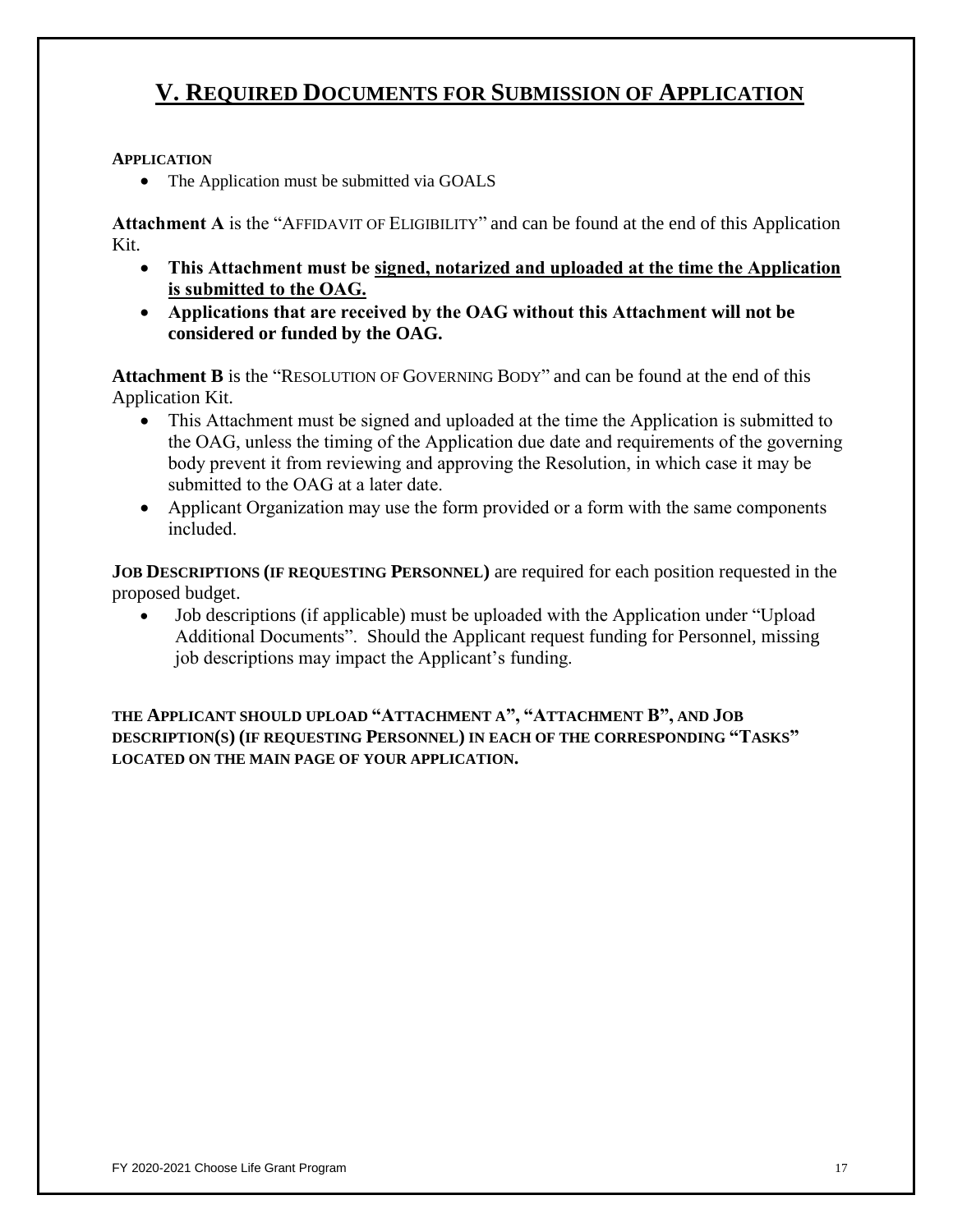# V. REQUIRED DOCUMENTS FOR SUBMISSION OF APPLICATION

**APPLICATION**

- The Application must be submitted via GOALS

**Attachment A** is the "AFFIDAVIT OF ELIGIBILITY" and can be found at the end of this Application Kit.

- **This Attachment must be <u>signed, notarized and uploaded at the time the Application is submitted to the OAG.</u>**
- **Applications that are received by the OAG without this Attachment will not be considered or funded by the OAG.**

**Attachment B** is the "RESOLUTION OF GOVERNING BODY" and can be found at the end of this Application Kit.

- This Attachment must be signed and uploaded at the time the Application is submitted to the OAG, unless the timing of the Application due date and requirements of the governing body prevent it from reviewing and approving the Resolution, in which case it may be submitted to the OAG at a later date.
- Applicant Organization may use the form provided or a form with the same components included.

**JOB DESCRIPTIONS (IF REQUESTING PERSONNEL)** are required for each position requested in the proposed budget.

- Job descriptions (if applicable) must be uploaded with the Application under "Upload Additional Documents". Should the Applicant request funding for Personnel, missing job descriptions may impact the Applicant's funding.

**THE APPLICANT SHOULD UPLOAD "ATTACHMENT A", "ATTACHMENT B", AND JOB DESCRIPTION(S) (IF REQUESTING PERSONNEL) IN EACH OF THE CORRESPONDING "TASKS" LOCATED ON THE MAIN PAGE OF YOUR APPLICATION.**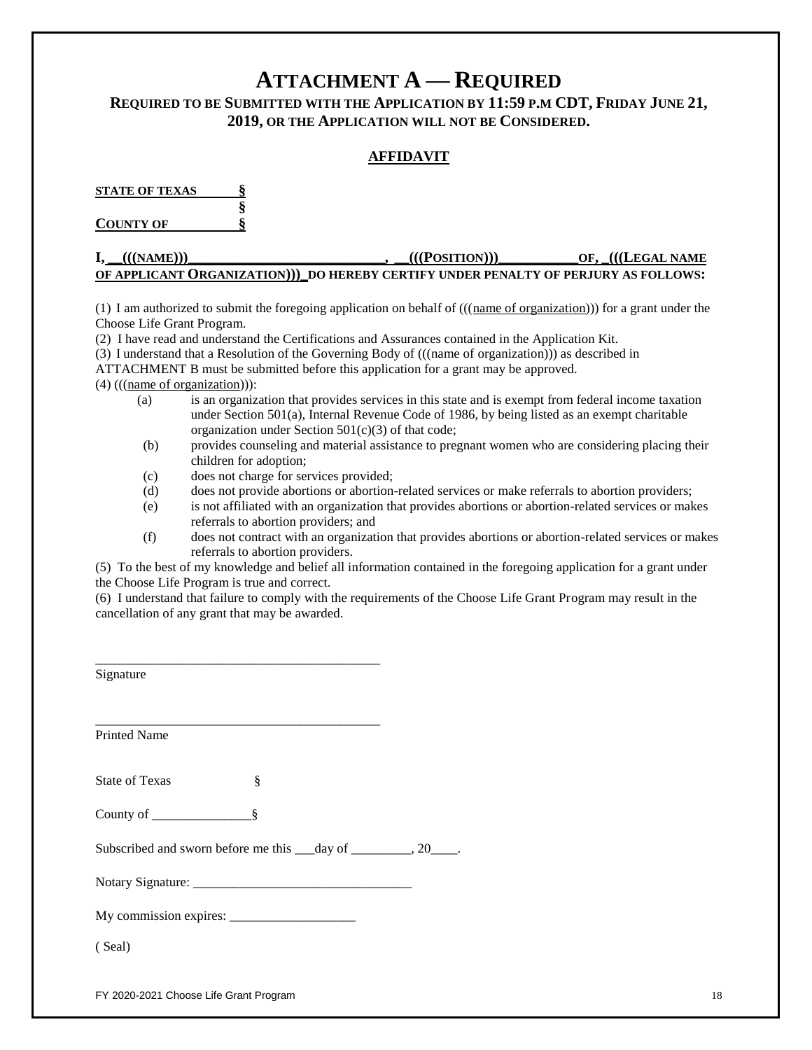# ATTACHMENT A — REQUIRED

**REQUIRED TO BE SUBMITTED WITH THE APPLICATION BY 11:59 P.M CDT, FRIDAY JUNE 21, 2019, OR THE APPLICATION WILL NOT BE CONSIDERED.**

## AFFIDAVIT

**STATE OF TEXAS §**
**§**
**COUNTY OF §**

**I, \_\_(((NAME)))\_\_\_\_\_\_\_\_\_\_\_\_\_\_\_\_\_\_\_\_\_\_\_\_\_\_\_, \_\_(((POSITION)))\_\_\_\_\_\_\_\_\_\_\_OF, \_(((LEGAL NAME OF APPLICANT ORGANIZATION)))\_DO HEREBY CERTIFY UNDER PENALTY OF PERJURY AS FOLLOWS:**

(1) I am authorized to submit the foregoing application on behalf of (((name of organization))) for a grant under the Choose Life Grant Program.

(2) I have read and understand the Certifications and Assurances contained in the Application Kit.

(3) I understand that a Resolution of the Governing Body of (((name of organization))) as described in ATTACHMENT B must be submitted before this application for a grant may be approved.

(4) (((name of organization))):

- (a) is an organization that provides services in this state and is exempt from federal income taxation under Section 501(a), Internal Revenue Code of 1986, by being listed as an exempt charitable organization under Section 501(c)(3) of that code;
- (b) provides counseling and material assistance to pregnant women who are considering placing their children for adoption;
- (c) does not charge for services provided;
- (d) does not provide abortions or abortion-related services or make referrals to abortion providers;
- (e) is not affiliated with an organization that provides abortions or abortion-related services or makes referrals to abortion providers; and
- (f) does not contract with an organization that provides abortions or abortion-related services or makes referrals to abortion providers.

(5) To the best of my knowledge and belief all information contained in the foregoing application for a grant under the Choose Life Program is true and correct.

(6) I understand that failure to comply with the requirements of the Choose Life Grant Program may result in the cancellation of any grant that may be awarded.

\_\_\_\_\_\_\_\_\_\_\_\_\_\_\_\_\_\_\_\_\_\_\_\_\_\_\_\_\_\_\_\_\_\_\_\_\_\_\_\_\_\_\_
Signature

\_\_\_\_\_\_\_\_\_\_\_\_\_\_\_\_\_\_\_\_\_\_\_\_\_\_\_\_\_\_\_\_\_\_\_\_\_\_\_\_\_\_\_
Printed Name

State of Texas §

County of \_\_\_\_\_\_\_\_\_\_\_\_\_\_\_§

Subscribed and sworn before me this \_\_\_day of \_\_\_\_\_\_\_\_\_, 20\_\_\_\_.

Notary Signature: \_\_\_\_\_\_\_\_\_\_\_\_\_\_\_\_\_\_\_\_\_\_\_\_\_\_\_\_\_\_\_\_

My commission expires: \_\_\_\_\_\_\_\_\_\_\_\_\_\_\_\_\_\_

( Seal)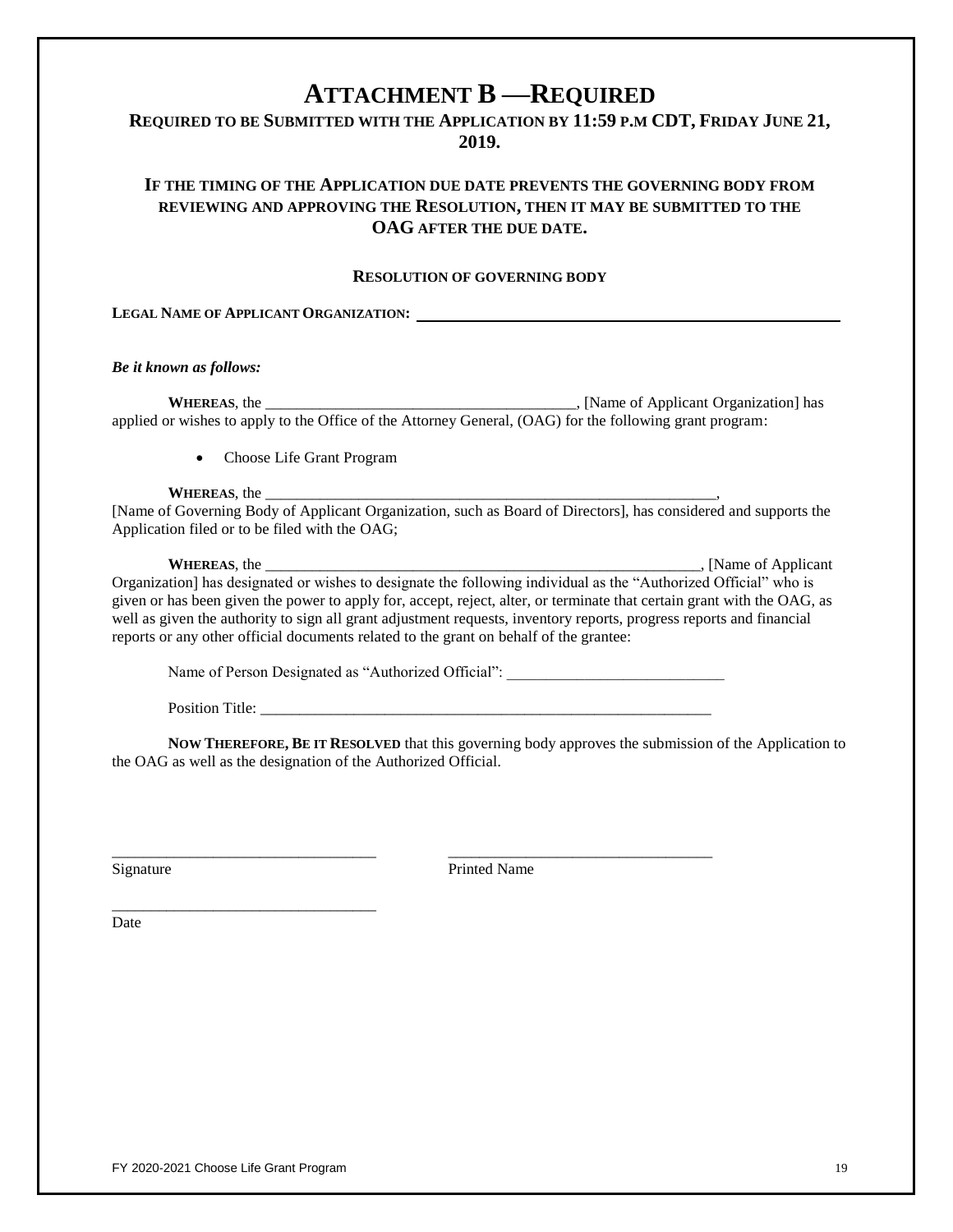# ATTACHMENT B —REQUIRED

## REQUIRED TO BE SUBMITTED WITH THE APPLICATION BY 11:59 P.M CDT, FRIDAY JUNE 21, 2019.

### IF THE TIMING OF THE APPLICATION DUE DATE PREVENTS THE GOVERNING BODY FROM REVIEWING AND APPROVING THE RESOLUTION, THEN IT MAY BE SUBMITTED TO THE OAG AFTER THE DUE DATE.

**RESOLUTION OF GOVERNING BODY**

**LEGAL NAME OF APPLICANT ORGANIZATION:** ________________________________________________

***Be it known as follows:***

**WHEREAS**, the _______________________________________, [Name of Applicant Organization] has applied or wishes to apply to the Office of the Attorney General, (OAG) for the following grant program:

- Choose Life Grant Program

**WHEREAS**, the ____________________________________________________________, [Name of Governing Body of Applicant Organization, such as Board of Directors], has considered and supports the Application filed or to be filed with the OAG;

**WHEREAS**, the __________________________________________________________, [Name of Applicant Organization] has designated or wishes to designate the following individual as the "Authorized Official" who is given or has been given the power to apply for, accept, reject, alter, or terminate that certain grant with the OAG, as well as given the authority to sign all grant adjustment requests, inventory reports, progress reports and financial reports or any other official documents related to the grant on behalf of the grantee:

Name of Person Designated as "Authorized Official": ___________________________

Position Title: ____________________________________________________________

**NOW THEREFORE, BE IT RESOLVED** that this governing body approves the submission of the Application to the OAG as well as the designation of the Authorized Official.

_________________________________ Signature

_________________________________ Printed Name

_________________________________ Date